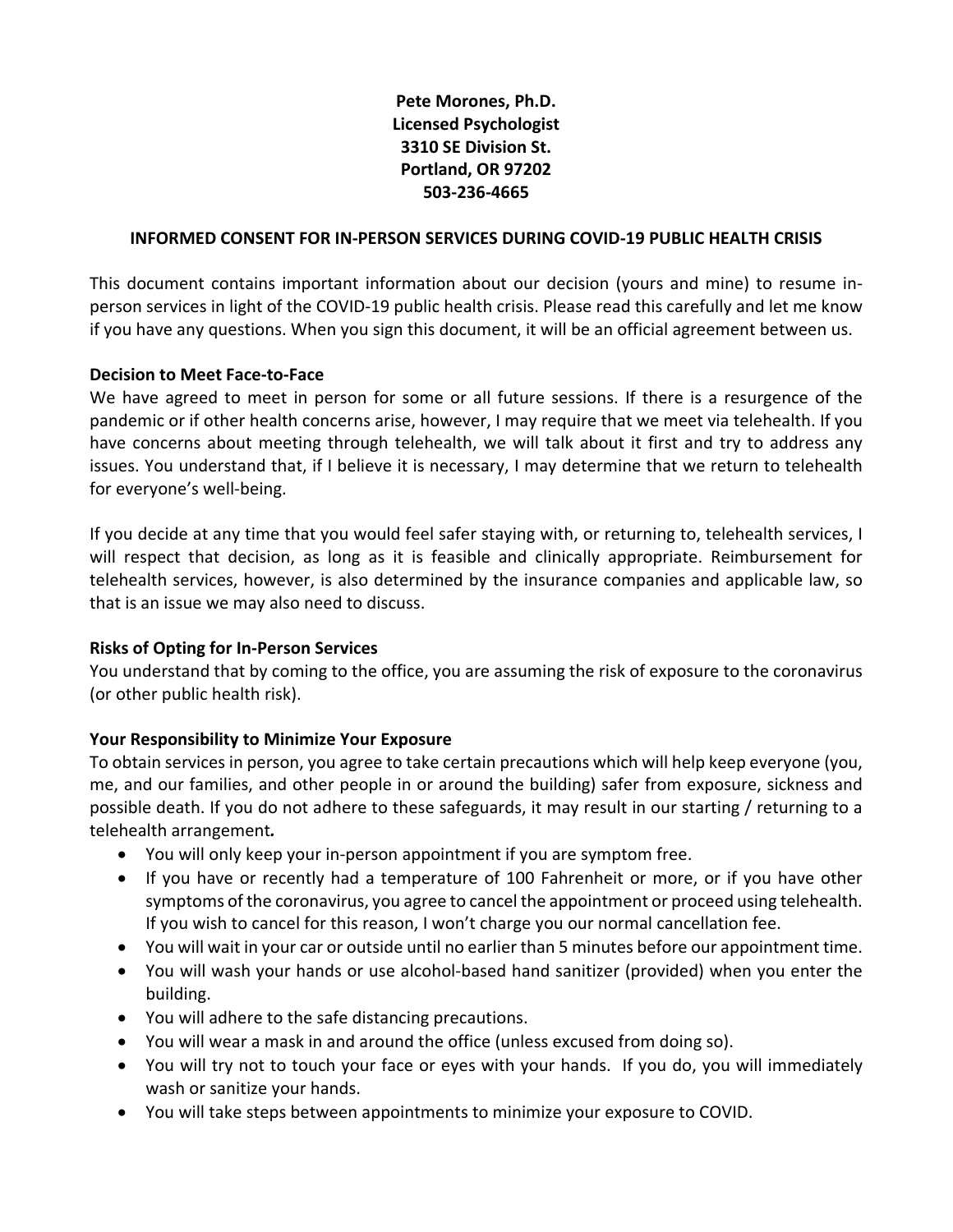**Pete Morones, Ph.D.**
**Licensed Psychologist**
**3310 SE Division St.**
**Portland, OR 97202**
**503-236-4665**

## INFORMED CONSENT FOR IN-PERSON SERVICES DURING COVID-19 PUBLIC HEALTH CRISIS

This document contains important information about our decision (yours and mine) to resume in-person services in light of the COVID-19 public health crisis. Please read this carefully and let me know if you have any questions. When you sign this document, it will be an official agreement between us.

### Decision to Meet Face-to-Face

We have agreed to meet in person for some or all future sessions. If there is a resurgence of the pandemic or if other health concerns arise, however, I may require that we meet via telehealth. If you have concerns about meeting through telehealth, we will talk about it first and try to address any issues. You understand that, if I believe it is necessary, I may determine that we return to telehealth for everyone's well-being.

If you decide at any time that you would feel safer staying with, or returning to, telehealth services, I will respect that decision, as long as it is feasible and clinically appropriate. Reimbursement for telehealth services, however, is also determined by the insurance companies and applicable law, so that is an issue we may also need to discuss.

### Risks of Opting for In-Person Services

You understand that by coming to the office, you are assuming the risk of exposure to the coronavirus (or other public health risk).

### Your Responsibility to Minimize Your Exposure

To obtain services in person, you agree to take certain precautions which will help keep everyone (you, me, and our families, and other people in or around the building) safer from exposure, sickness and possible death. If you do not adhere to these safeguards, it may result in our starting / returning to a telehealth arrangement.

- You will only keep your in-person appointment if you are symptom free.
- If you have or recently had a temperature of 100 Fahrenheit or more, or if you have other symptoms of the coronavirus, you agree to cancel the appointment or proceed using telehealth. If you wish to cancel for this reason, I won't charge you our normal cancellation fee.
- You will wait in your car or outside until no earlier than 5 minutes before our appointment time.
- You will wash your hands or use alcohol-based hand sanitizer (provided) when you enter the building.
- You will adhere to the safe distancing precautions.
- You will wear a mask in and around the office (unless excused from doing so).
- You will try not to touch your face or eyes with your hands. If you do, you will immediately wash or sanitize your hands.
- You will take steps between appointments to minimize your exposure to COVID.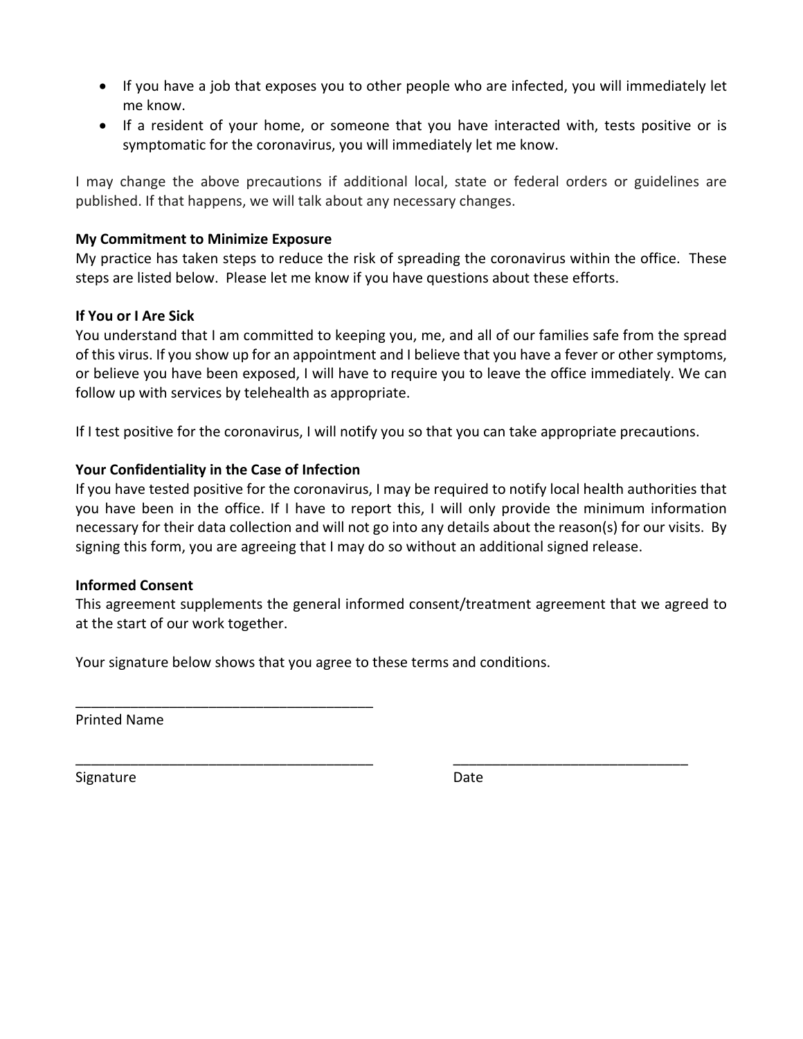- If you have a job that exposes you to other people who are infected, you will immediately let me know.
- If a resident of your home, or someone that you have interacted with, tests positive or is symptomatic for the coronavirus, you will immediately let me know.

I may change the above precautions if additional local, state or federal orders or guidelines are published. If that happens, we will talk about any necessary changes.

**My Commitment to Minimize Exposure**
My practice has taken steps to reduce the risk of spreading the coronavirus within the office. These steps are listed below. Please let me know if you have questions about these efforts.

**If You or I Are Sick**
You understand that I am committed to keeping you, me, and all of our families safe from the spread of this virus. If you show up for an appointment and I believe that you have a fever or other symptoms, or believe you have been exposed, I will have to require you to leave the office immediately. We can follow up with services by telehealth as appropriate.

If I test positive for the coronavirus, I will notify you so that you can take appropriate precautions.

**Your Confidentiality in the Case of Infection**
If you have tested positive for the coronavirus, I may be required to notify local health authorities that you have been in the office. If I have to report this, I will only provide the minimum information necessary for their data collection and will not go into any details about the reason(s) for our visits. By signing this form, you are agreeing that I may do so without an additional signed release.

**Informed Consent**
This agreement supplements the general informed consent/treatment agreement that we agreed to at the start of our work together.

Your signature below shows that you agree to these terms and conditions.

\_\_\_\_\_\_\_\_\_\_\_\_\_\_\_\_\_\_\_\_\_\_\_\_\_\_\_\_\_\_\_\_\_\_\_\_\_\_
Printed Name

\_\_\_\_\_\_\_\_\_\_\_\_\_\_\_\_\_\_\_\_\_\_\_\_\_\_\_\_\_\_\_\_\_\_\_\_\_\_ \_\_\_\_\_\_\_\_\_\_\_\_\_\_\_\_\_\_\_\_\_\_\_\_\_\_\_\_\_\_
Signature Date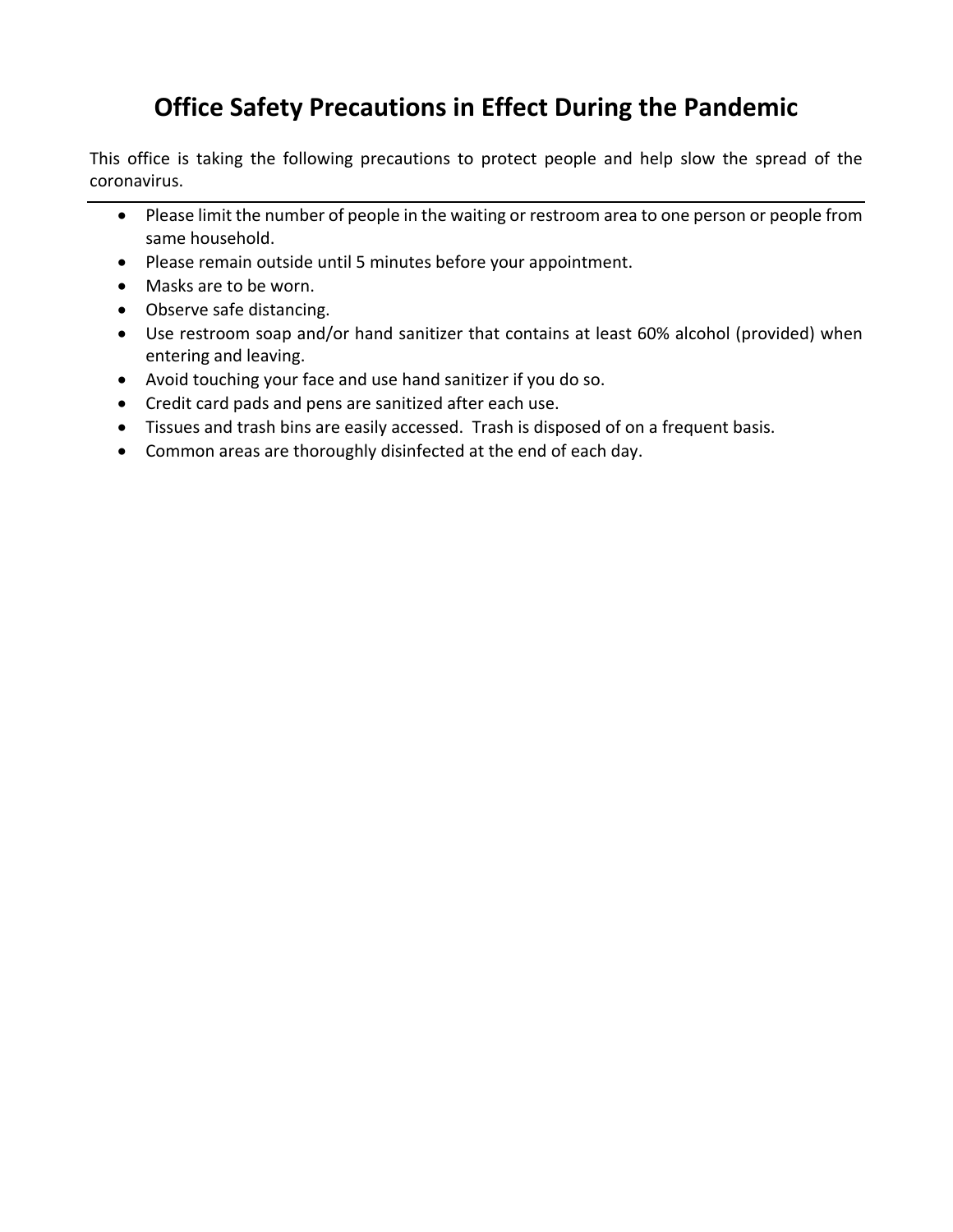# Office Safety Precautions in Effect During the Pandemic

This office is taking the following precautions to protect people and help slow the spread of the coronavirus.

---

- Please limit the number of people in the waiting or restroom area to one person or people from same household.
- Please remain outside until 5 minutes before your appointment.
- Masks are to be worn.
- Observe safe distancing.
- Use restroom soap and/or hand sanitizer that contains at least 60% alcohol (provided) when entering and leaving.
- Avoid touching your face and use hand sanitizer if you do so.
- Credit card pads and pens are sanitized after each use.
- Tissues and trash bins are easily accessed. Trash is disposed of on a frequent basis.
- Common areas are thoroughly disinfected at the end of each day.